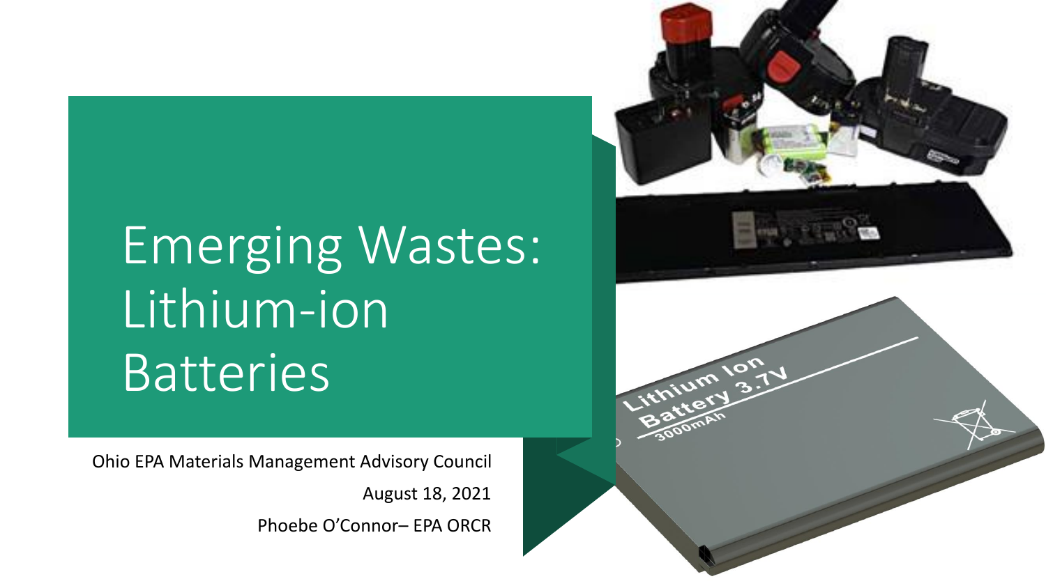# Emerging Wastes: Lithium-ion Batteries

Ohio EPA Materials Management Advisory Council

August 18, 2021

Phoebe O'Connor– EPA ORCR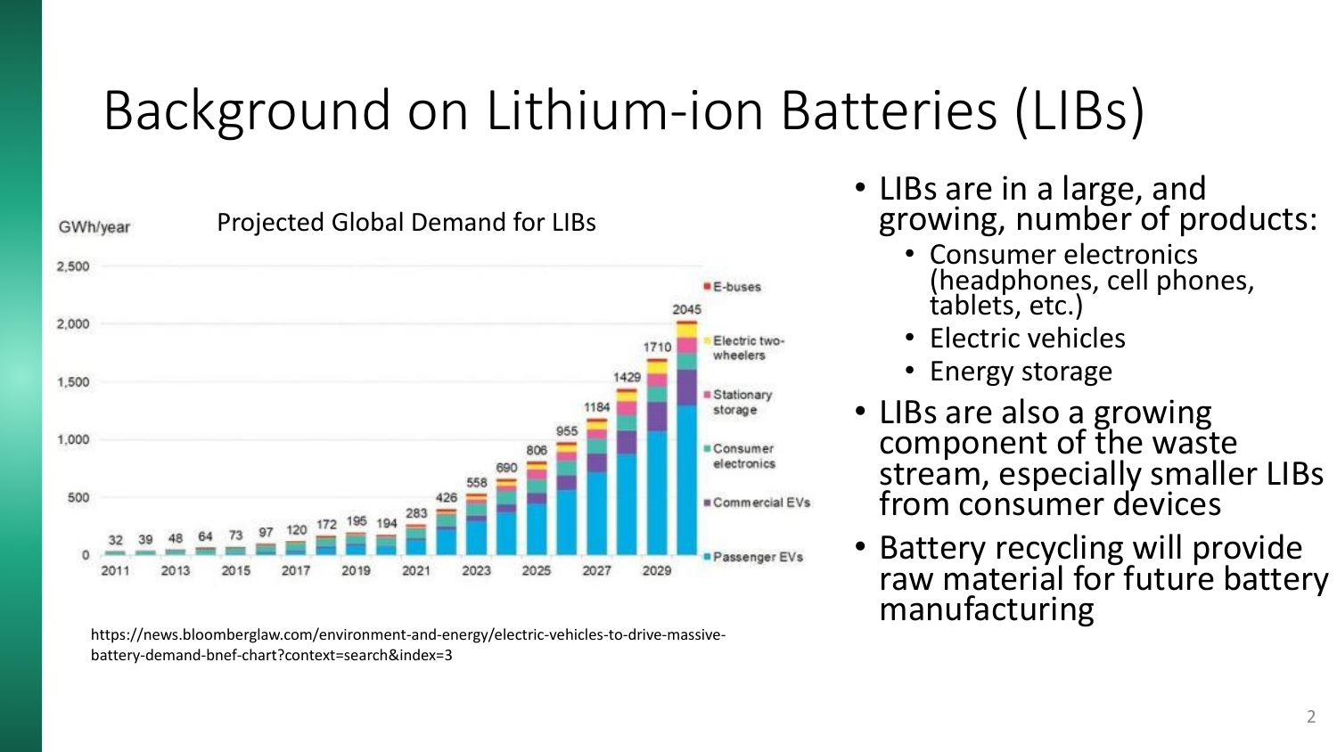# Background on Lithium-ion Batteries (LIBs)

Projected Global Demand for LIBs

GWh/year

| Year | 2011 | 2012 | 2013 | 2014 | 2015 | 2016 | 2017 | 2018 | 2019 | 2020 | 2021 | 2022 | 2023 | 2024 | 2025 | 2026 | 2027 | 2028 | 2029 | 2030 |
|---|---|---|---|---|---|---|---|---|---|---|---|---|---|---|---|---|---|---|---|---|
| Demand | 32 | 39 | 48 | 64 | 73 | 97 | 120 | 172 | 195 | 194 | 283 | 426 | 558 | 690 | 806 | 955 | 1184 | 1429 | 1710 | 2045 |

Legend: E-buses, Electric two-wheelers, Stationary storage, Consumer electronics, Commercial EVs, Passenger EVs

https://news.bloomberglaw.com/environment-and-energy/electric-vehicles-to-drive-massive-battery-demand-bnef-chart?context=search&index=3

- LIBs are in a large, and growing, number of products:
  - Consumer electronics (headphones, cell phones, tablets, etc.)
  - Electric vehicles
  - Energy storage
- LIBs are also a growing component of the waste stream, especially smaller LIBs from consumer devices
- Battery recycling will provide raw material for future battery manufacturing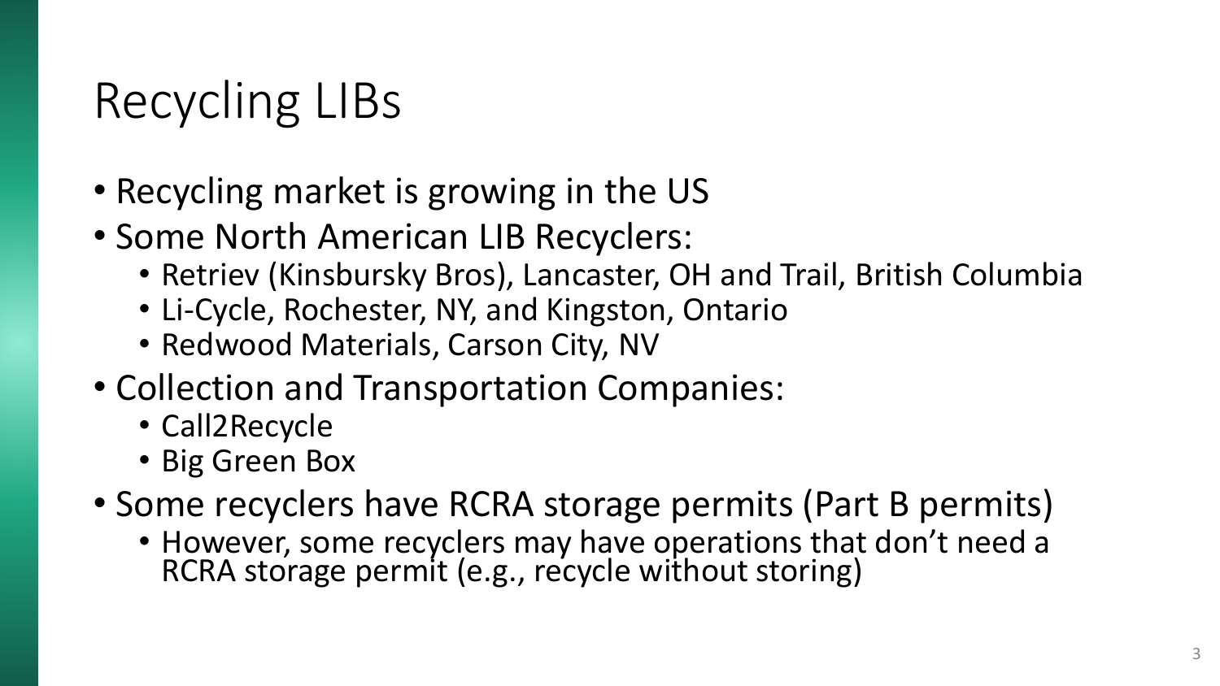# Recycling LIBs

- Recycling market is growing in the US
- Some North American LIB Recyclers:
  - Retriev (Kinsbursky Bros), Lancaster, OH and Trail, British Columbia
  - Li-Cycle, Rochester, NY, and Kingston, Ontario
  - Redwood Materials, Carson City, NV
- Collection and Transportation Companies:
  - Call2Recycle
  - Big Green Box
- Some recyclers have RCRA storage permits (Part B permits)
  - However, some recyclers may have operations that don't need a RCRA storage permit (e.g., recycle without storing)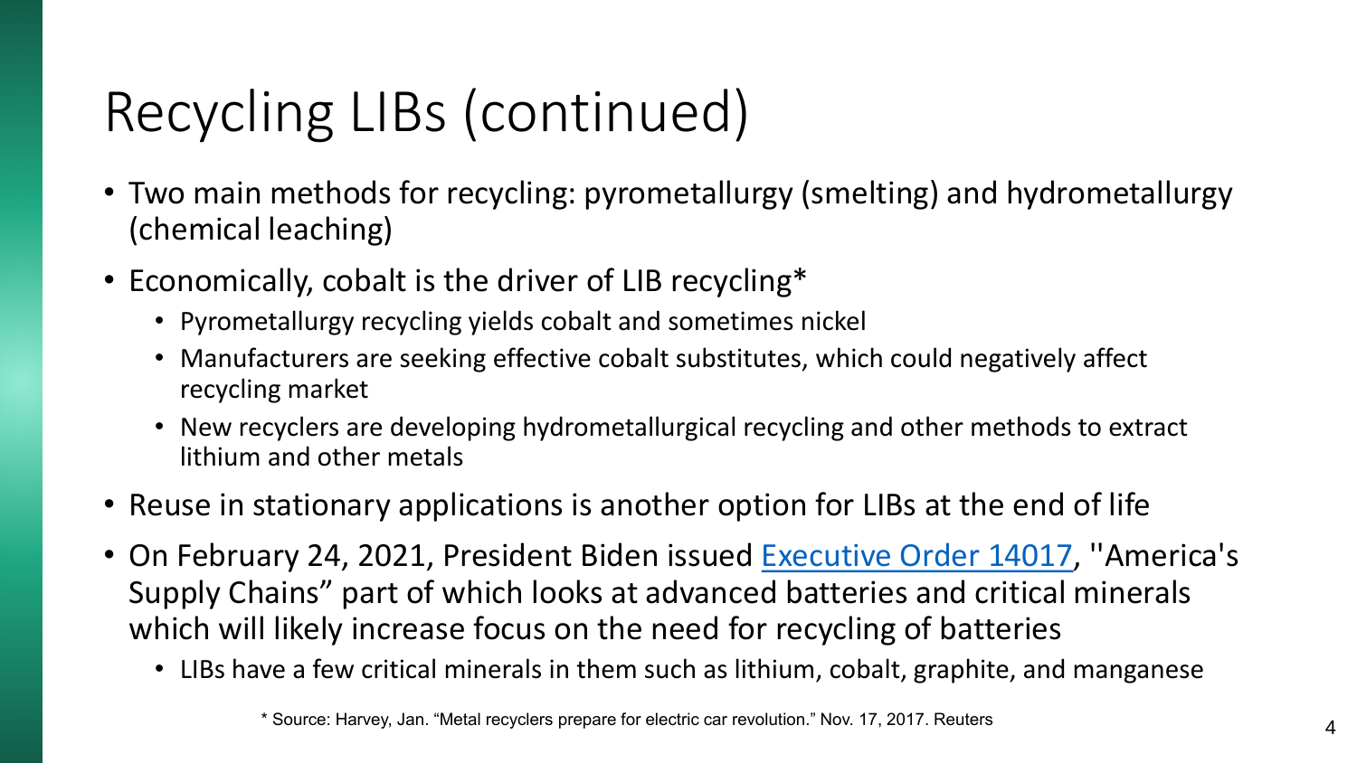# Recycling LIBs (continued)

- Two main methods for recycling: pyrometallurgy (smelting) and hydrometallurgy (chemical leaching)
- Economically, cobalt is the driver of LIB recycling*
  - Pyrometallurgy recycling yields cobalt and sometimes nickel
  - Manufacturers are seeking effective cobalt substitutes, which could negatively affect recycling market
  - New recyclers are developing hydrometallurgical recycling and other methods to extract lithium and other metals
- Reuse in stationary applications is another option for LIBs at the end of life
- On February 24, 2021, President Biden issued [Executive Order 14017](), ''America's Supply Chains" part of which looks at advanced batteries and critical minerals which will likely increase focus on the need for recycling of batteries
  - LIBs have a few critical minerals in them such as lithium, cobalt, graphite, and manganese

* Source: Harvey, Jan. "Metal recyclers prepare for electric car revolution." Nov. 17, 2017. Reuters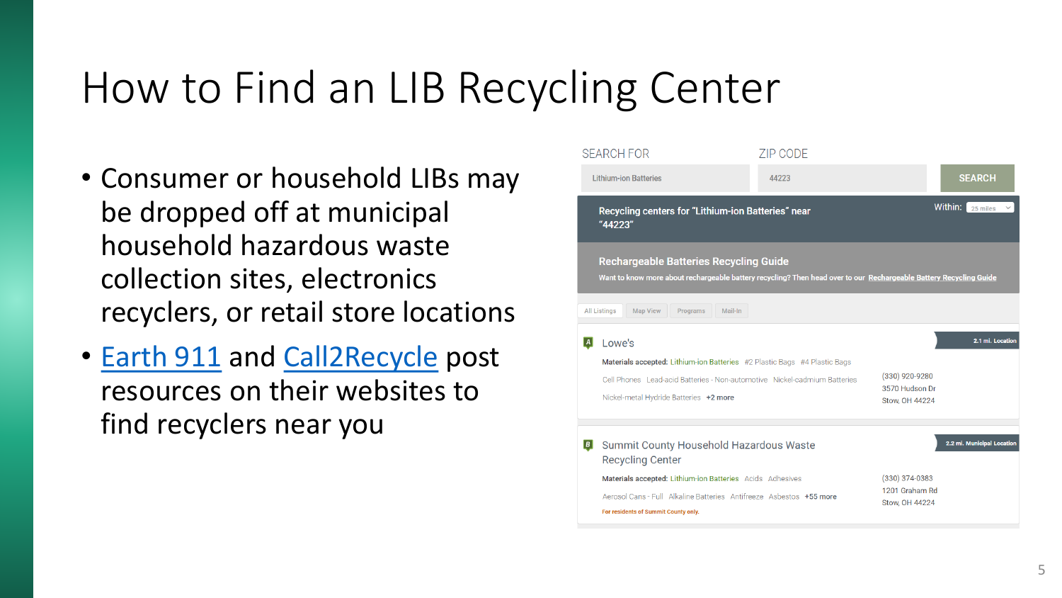# How to Find an LIB Recycling Center

- Consumer or household LIBs may be dropped off at municipal household hazardous waste collection sites, electronics recyclers, or retail store locations
- Earth 911 and Call2Recycle post resources on their websites to find recyclers near you

SEARCH FOR: Lithium-ion Batteries

ZIP CODE: 44223

SEARCH

Recycling centers for "Lithium-ion Batteries" near "44223"

Within: 25 miles

**Rechargeable Batteries Recycling Guide**

Want to know more about rechargeable battery recycling? Then head over to our Rechargeable Battery Recycling Guide

All Listings | Map View | Programs | Mail-In

**A** Lowe's — 2.1 mi. Location

Materials accepted: Lithium-ion Batteries, #2 Plastic Bags, #4 Plastic Bags, Cell Phones, Lead-acid Batteries - Non-automotive, Nickel-cadmium Batteries, Nickel-metal Hydride Batteries, +2 more

(330) 920-9280
3570 Hudson Dr
Stow, OH 44224

**B** Summit County Household Hazardous Waste Recycling Center — 2.2 mi. Municipal Location

Materials accepted: Lithium-ion Batteries, Acids, Adhesives, Aerosol Cans - Full, Alkaline Batteries, Antifreeze, Asbestos, +55 more

For residents of Summit County only.

(330) 374-0383
1201 Graham Rd
Stow, OH 44224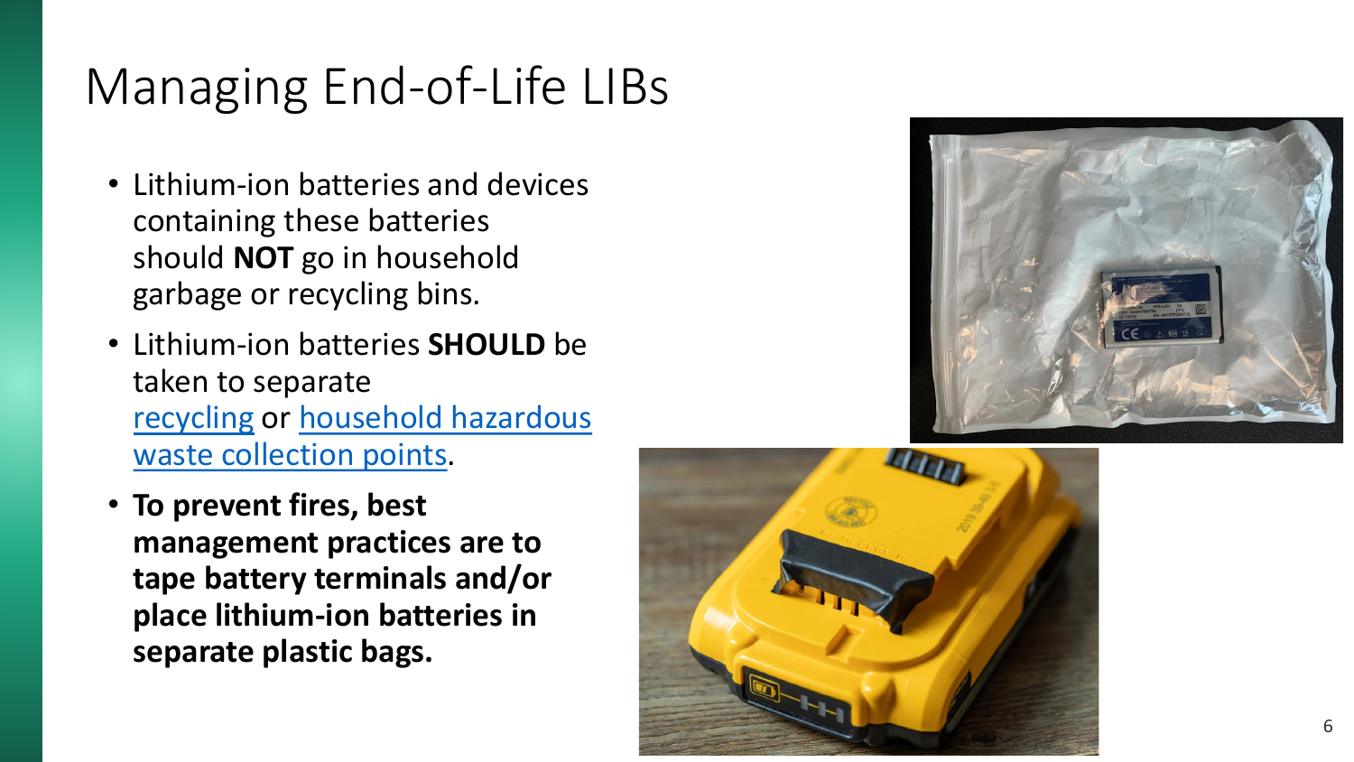# Managing End-of-Life LIBs

- Lithium-ion batteries and devices containing these batteries should **NOT** go in household garbage or recycling bins.
- Lithium-ion batteries **SHOULD** be taken to separate recycling or household hazardous waste collection points.
- **To prevent fires, best management practices are to tape battery terminals and/or place lithium-ion batteries in separate plastic bags.**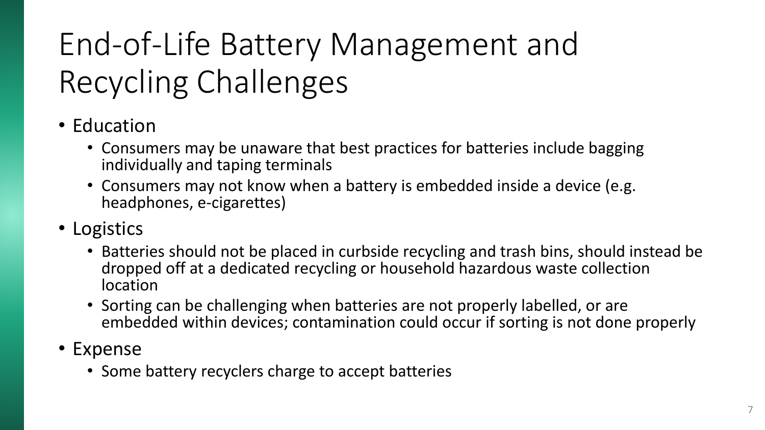# End-of-Life Battery Management and Recycling Challenges

- Education
  - Consumers may be unaware that best practices for batteries include bagging individually and taping terminals
  - Consumers may not know when a battery is embedded inside a device (e.g. headphones, e-cigarettes)
- Logistics
  - Batteries should not be placed in curbside recycling and trash bins, should instead be dropped off at a dedicated recycling or household hazardous waste collection location
  - Sorting can be challenging when batteries are not properly labelled, or are embedded within devices; contamination could occur if sorting is not done properly
- Expense
  - Some battery recyclers charge to accept batteries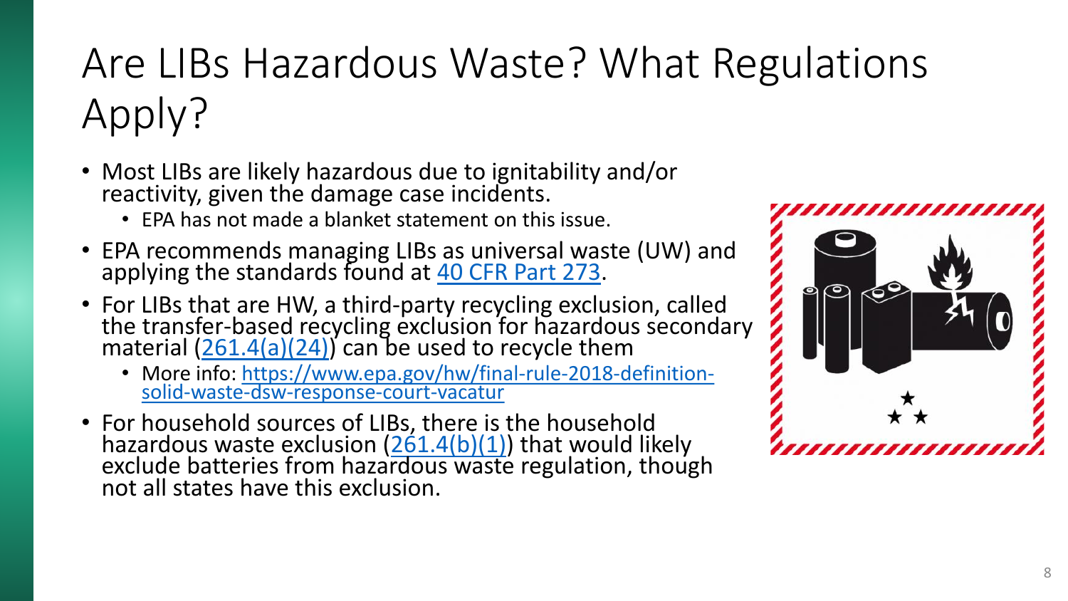# Are LIBs Hazardous Waste? What Regulations Apply?

- Most LIBs are likely hazardous due to ignitability and/or reactivity, given the damage case incidents.
  - EPA has not made a blanket statement on this issue.
- EPA recommends managing LIBs as universal waste (UW) and applying the standards found at 40 CFR Part 273.
- For LIBs that are HW, a third-party recycling exclusion, called the transfer-based recycling exclusion for hazardous secondary material (261.4(a)(24)) can be used to recycle them
  - More info: https://www.epa.gov/hw/final-rule-2018-definition-solid-waste-dsw-response-court-vacatur
- For household sources of LIBs, there is the household hazardous waste exclusion (261.4(b)(1)) that would likely exclude batteries from hazardous waste regulation, though not all states have this exclusion.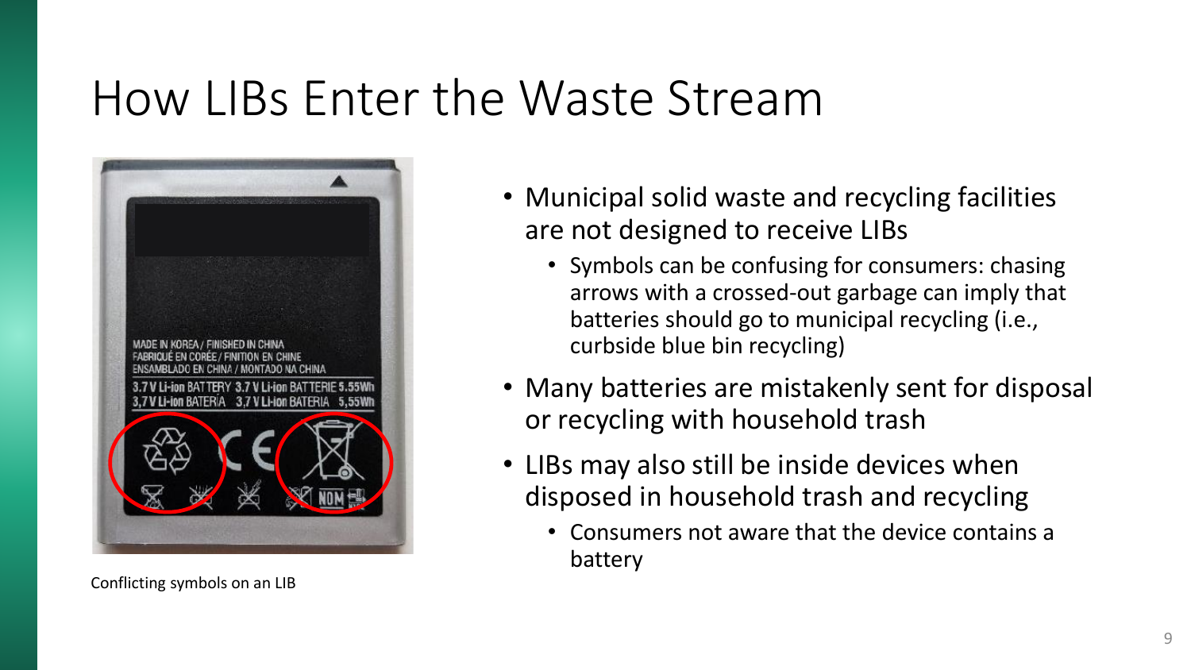# How LIBs Enter the Waste Stream

Conflicting symbols on an LIB

- Municipal solid waste and recycling facilities are not designed to receive LIBs
  - Symbols can be confusing for consumers: chasing arrows with a crossed-out garbage can imply that batteries should go to municipal recycling (i.e., curbside blue bin recycling)
- Many batteries are mistakenly sent for disposal or recycling with household trash
- LIBs may also still be inside devices when disposed in household trash and recycling
  - Consumers not aware that the device contains a battery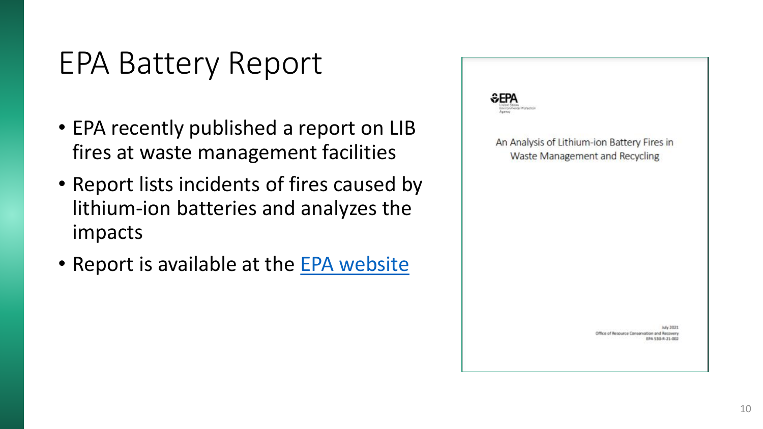# EPA Battery Report

- EPA recently published a report on LIB fires at waste management facilities
- Report lists incidents of fires caused by lithium-ion batteries and analyzes the impacts
- Report is available at the EPA website

EPA
United States Environmental Protection Agency

An Analysis of Lithium-ion Battery Fires in Waste Management and Recycling

July 2021
Office of Resource Conservation and Recovery
EPA 530-R-21-002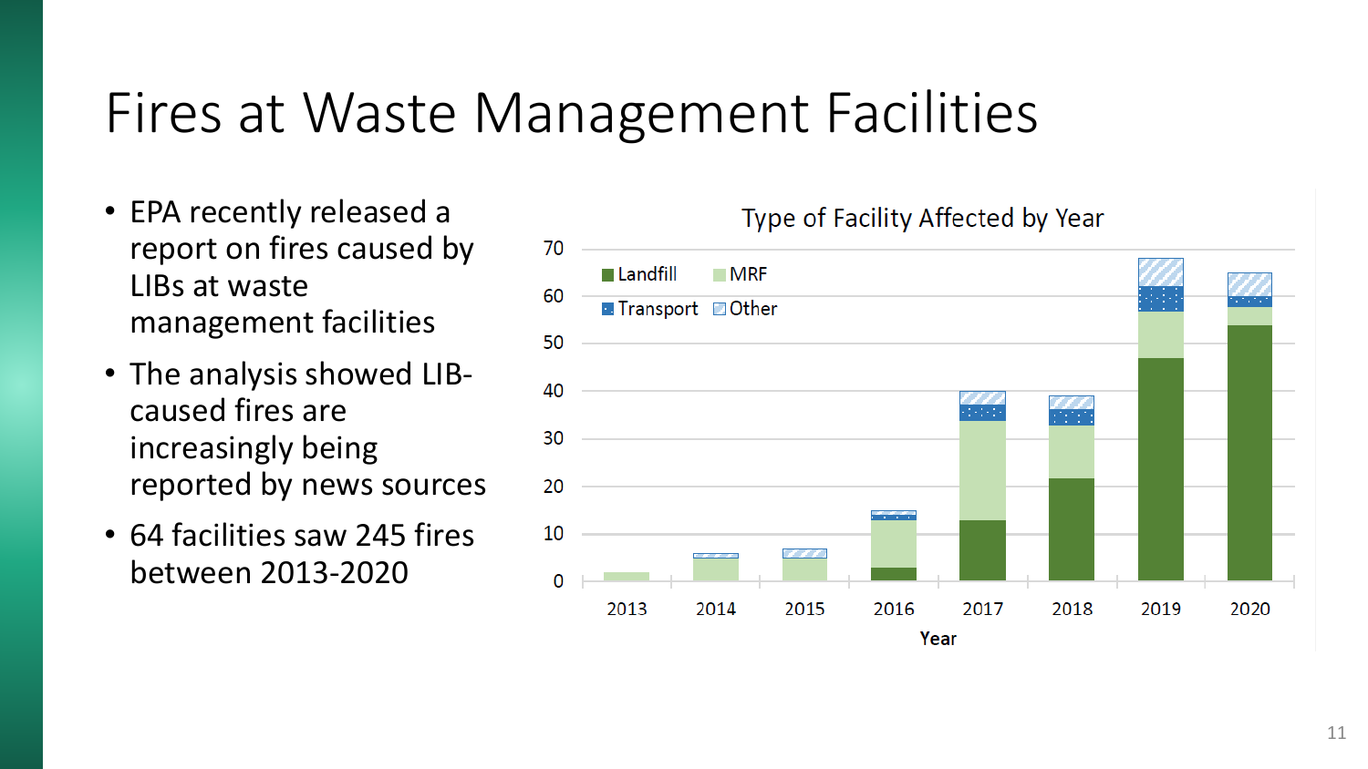# Fires at Waste Management Facilities

- EPA recently released a report on fires caused by LIBs at waste management facilities
- The analysis showed LIB-caused fires are increasingly being reported by news sources
- 64 facilities saw 245 fires between 2013-2020

**Type of Facility Affected by Year**

Legend: Landfill, MRF, Transport, Other

Year: 2013, 2014, 2015, 2016, 2017, 2018, 2019, 2020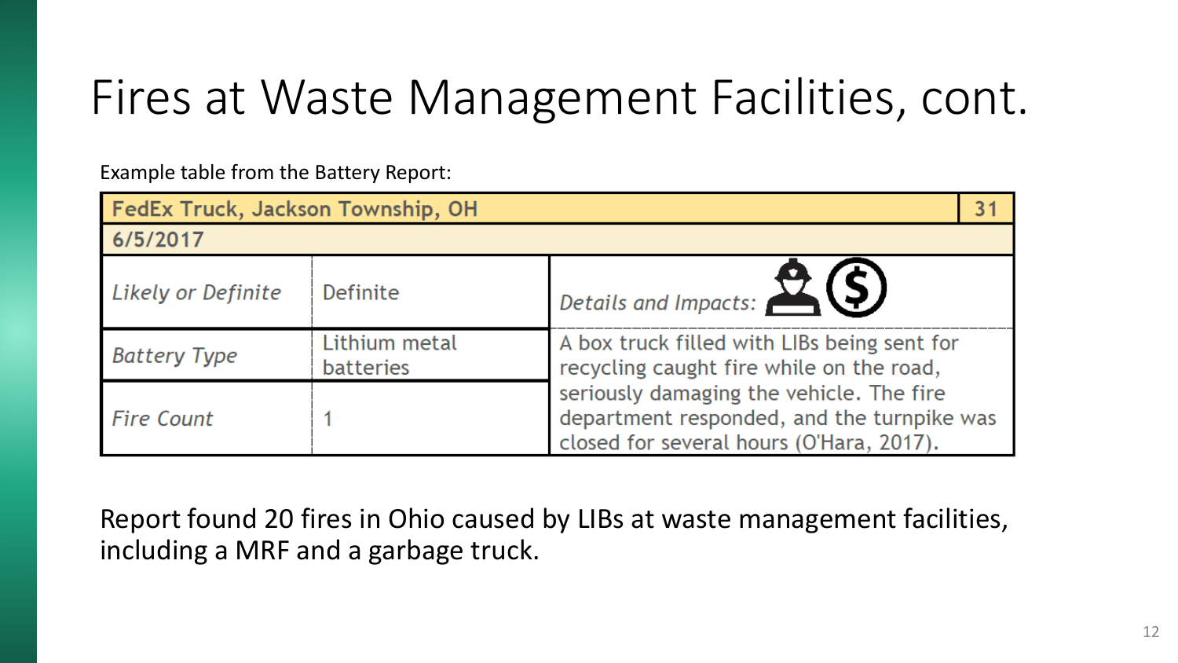# Fires at Waste Management Facilities, cont.

Example table from the Battery Report:

| FedEx Truck, Jackson Township, OH | | 31 |
|---|---|---|
| 6/5/2017 | | |
| *Likely or Definite* | Definite | *Details and Impacts:* |
| *Battery Type* | Lithium metal batteries | A box truck filled with LIBs being sent for recycling caught fire while on the road, seriously damaging the vehicle. The fire department responded, and the turnpike was closed for several hours (O'Hara, 2017). |
| *Fire Count* | 1 | |

Report found 20 fires in Ohio caused by LIBs at waste management facilities, including a MRF and a garbage truck.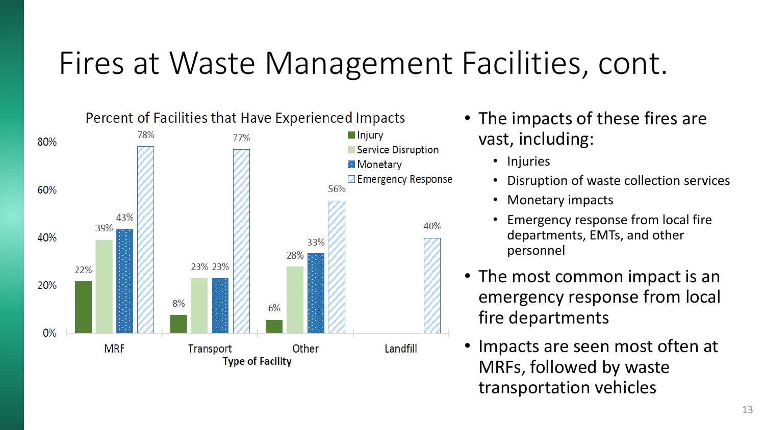# Fires at Waste Management Facilities, cont.

**Percent of Facilities that Have Experienced Impacts**

| Type of Facility | Injury | Service Disruption | Monetary | Emergency Response |
| --- | --- | --- | --- | --- |
| MRF | 22% | 39% | 43% | 78% |
| Transport | 8% | 23% | 23% | 77% |
| Other | 6% | 28% | 33% | 56% |
| Landfill | | | | 40% |

- The impacts of these fires are vast, including:
  - Injuries
  - Disruption of waste collection services
  - Monetary impacts
  - Emergency response from local fire departments, EMTs, and other personnel
- The most common impact is an emergency response from local fire departments
- Impacts are seen most often at MRFs, followed by waste transportation vehicles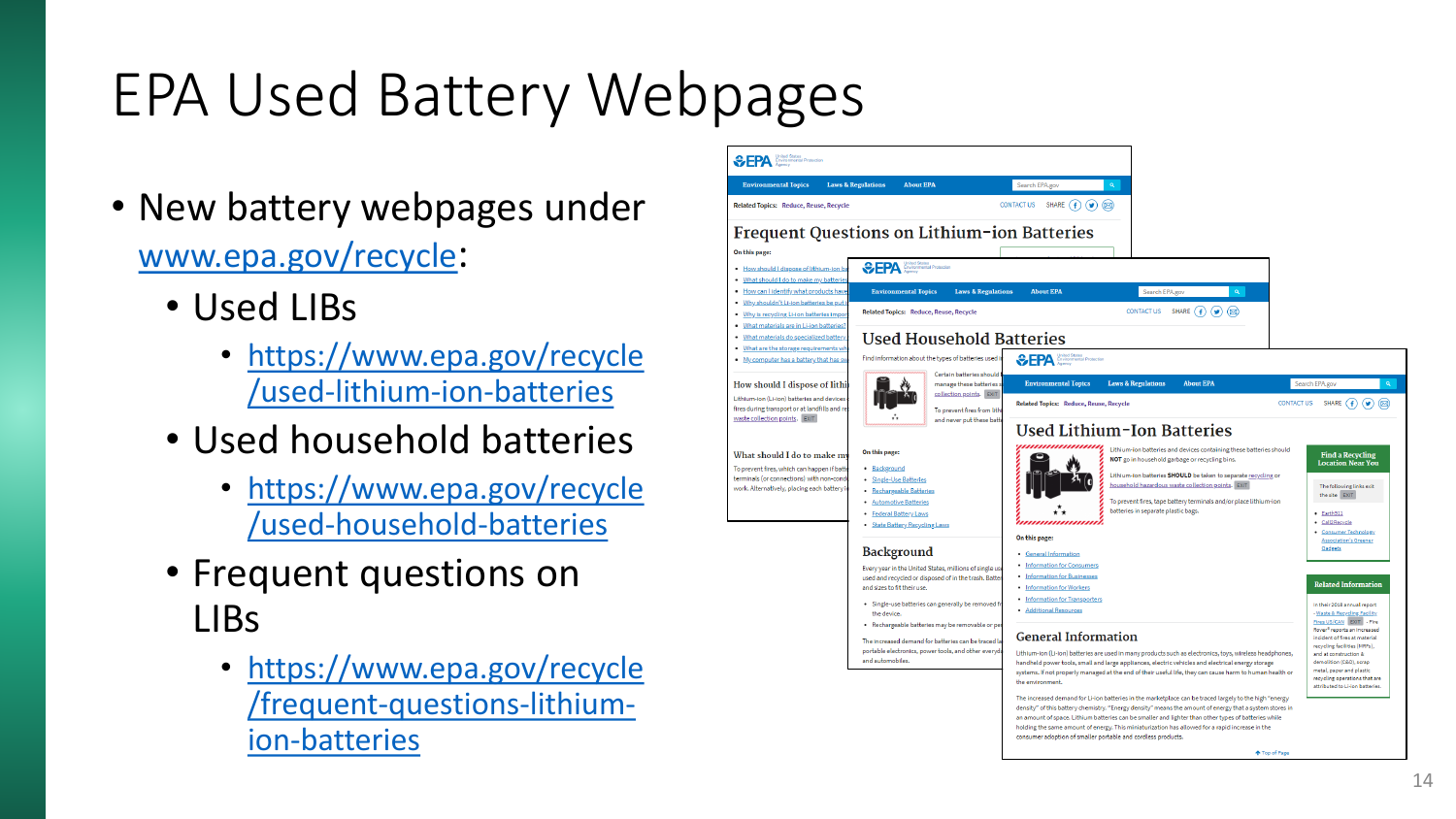# EPA Used Battery Webpages

- New battery webpages under www.epa.gov/recycle:
  - Used LIBs
    - https://www.epa.gov/recycle/used-lithium-ion-batteries
  - Used household batteries
    - https://www.epa.gov/recycle/used-household-batteries
  - Frequent questions on LIBs
    - https://www.epa.gov/recycle/frequent-questions-lithium-ion-batteries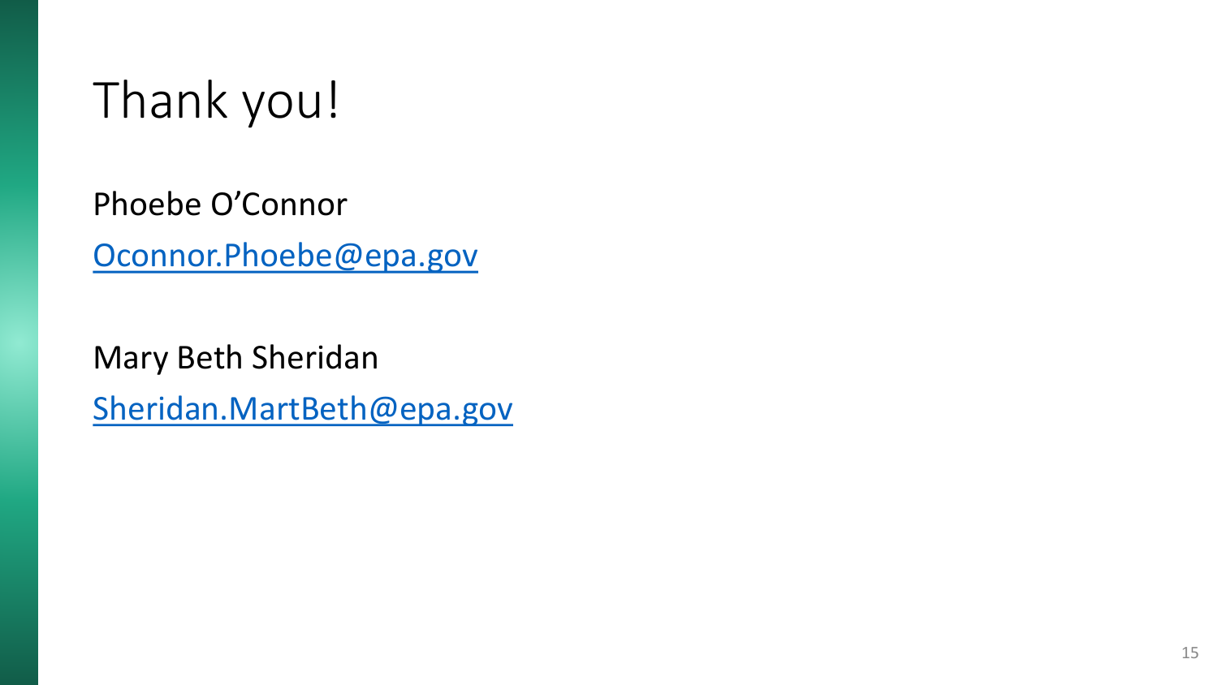# Thank you!

Phoebe O'Connor

Oconnor.Phoebe@epa.gov

Mary Beth Sheridan

Sheridan.MartBeth@epa.gov